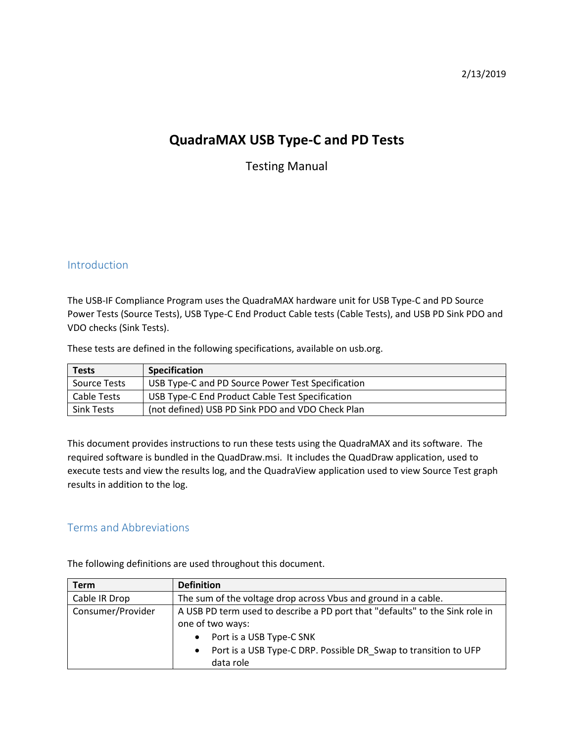2/13/2019

# QuadraMAX USB Type-C and PD Tests

Testing Manual

## Introduction

The USB-IF Compliance Program uses the QuadraMAX hardware unit for USB Type-C and PD Source Power Tests (Source Tests), USB Type-C End Product Cable tests (Cable Tests), and USB PD Sink PDO and VDO checks (Sink Tests).

These tests are defined in the following specifications, available on usb.org.

| Tests | Specification |
| --- | --- |
| Source Tests | USB Type-C and PD Source Power Test Specification |
| Cable Tests | USB Type-C End Product Cable Test Specification |
| Sink Tests | (not defined) USB PD Sink PDO and VDO Check Plan |

This document provides instructions to run these tests using the QuadraMAX and its software. The required software is bundled in the QuadDraw.msi. It includes the QuadDraw application, used to execute tests and view the results log, and the QuadraView application used to view Source Test graph results in addition to the log.

## Terms and Abbreviations

The following definitions are used throughout this document.

| Term | Definition |
| --- | --- |
| Cable IR Drop | The sum of the voltage drop across Vbus and ground in a cable. |
| Consumer/Provider | A USB PD term used to describe a PD port that "defaults" to the Sink role in one of two ways:<br>• Port is a USB Type-C SNK<br>• Port is a USB Type-C DRP. Possible DR_Swap to transition to UFP data role |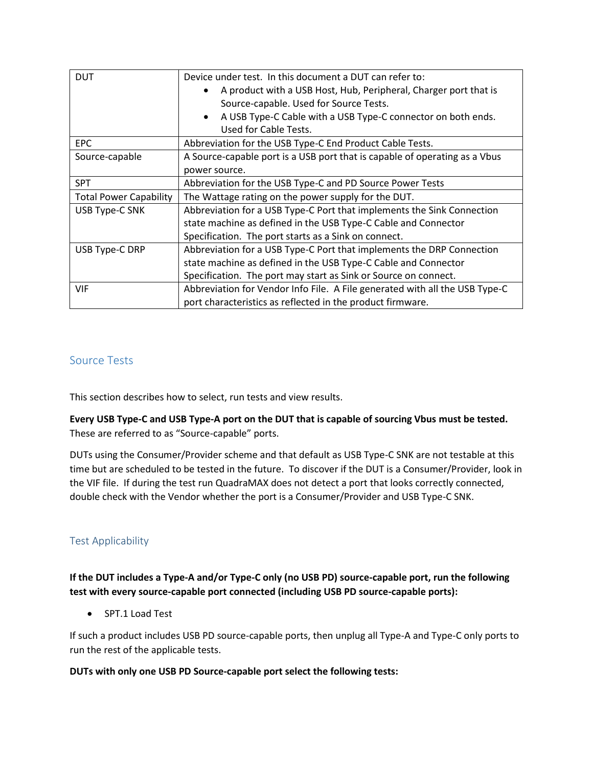| | |
|---|---|
| DUT | Device under test. In this document a DUT can refer to:<br>• A product with a USB Host, Hub, Peripheral, Charger port that is Source-capable. Used for Source Tests.<br>• A USB Type-C Cable with a USB Type-C connector on both ends. Used for Cable Tests. |
| EPC | Abbreviation for the USB Type-C End Product Cable Tests. |
| Source-capable | A Source-capable port is a USB port that is capable of operating as a Vbus power source. |
| SPT | Abbreviation for the USB Type-C and PD Source Power Tests |
| Total Power Capability | The Wattage rating on the power supply for the DUT. |
| USB Type-C SNK | Abbreviation for a USB Type-C Port that implements the Sink Connection state machine as defined in the USB Type-C Cable and Connector Specification. The port starts as a Sink on connect. |
| USB Type-C DRP | Abbreviation for a USB Type-C Port that implements the DRP Connection state machine as defined in the USB Type-C Cable and Connector Specification. The port may start as Sink or Source on connect. |
| VIF | Abbreviation for Vendor Info File. A File generated with all the USB Type-C port characteristics as reflected in the product firmware. |

## Source Tests

This section describes how to select, run tests and view results.

**Every USB Type-C and USB Type-A port on the DUT that is capable of sourcing Vbus must be tested.** These are referred to as “Source-capable” ports.

DUTs using the Consumer/Provider scheme and that default as USB Type-C SNK are not testable at this time but are scheduled to be tested in the future. To discover if the DUT is a Consumer/Provider, look in the VIF file. If during the test run QuadraMAX does not detect a port that looks correctly connected, double check with the Vendor whether the port is a Consumer/Provider and USB Type-C SNK.

## Test Applicability

**If the DUT includes a Type-A and/or Type-C only (no USB PD) source-capable port, run the following test with every source-capable port connected (including USB PD source-capable ports):**

- SPT.1 Load Test

If such a product includes USB PD source-capable ports, then unplug all Type-A and Type-C only ports to run the rest of the applicable tests.

**DUTs with only one USB PD Source-capable port select the following tests:**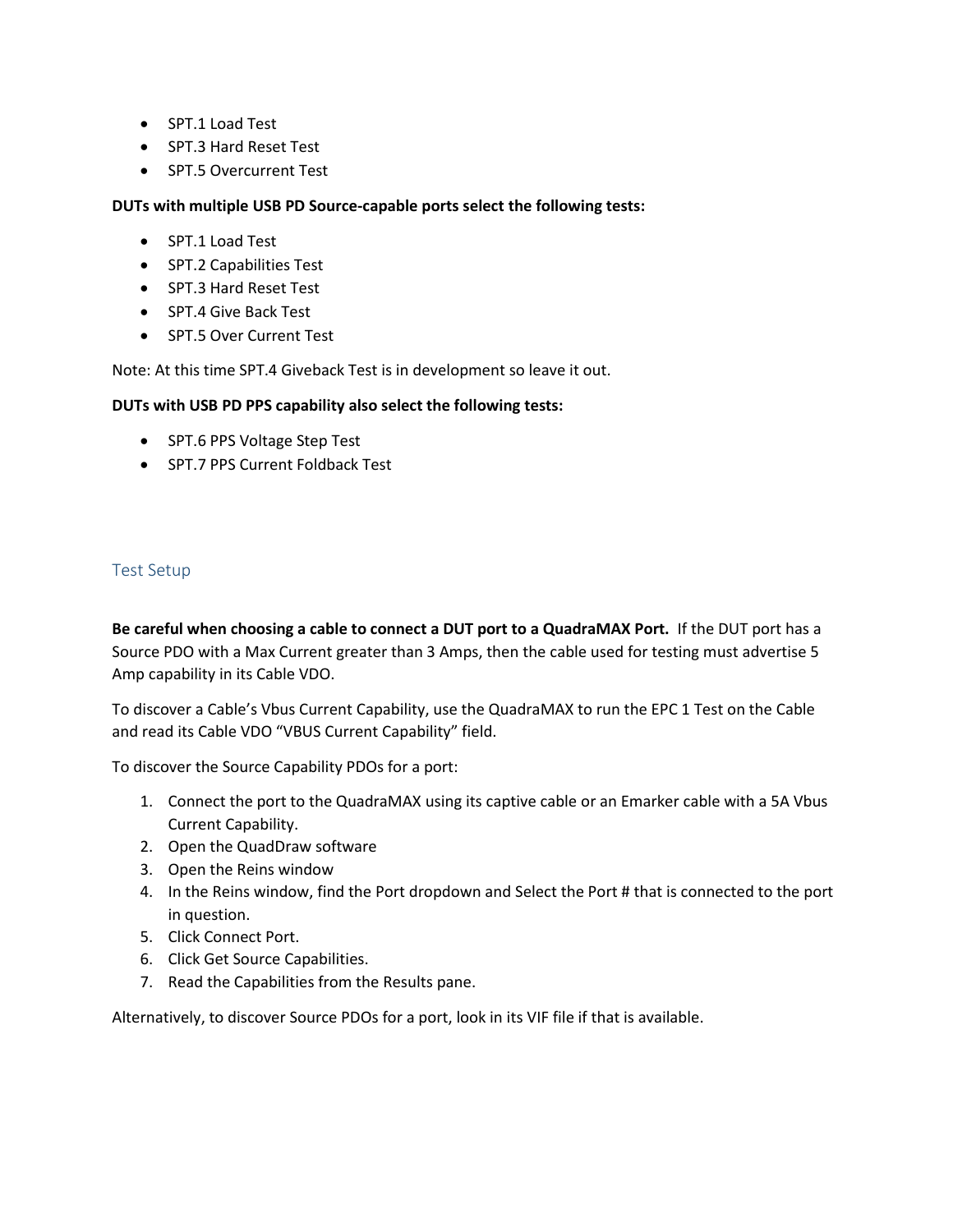- SPT.1 Load Test
- SPT.3 Hard Reset Test
- SPT.5 Overcurrent Test

**DUTs with multiple USB PD Source-capable ports select the following tests:**

- SPT.1 Load Test
- SPT.2 Capabilities Test
- SPT.3 Hard Reset Test
- SPT.4 Give Back Test
- SPT.5 Over Current Test

Note: At this time SPT.4 Giveback Test is in development so leave it out.

**DUTs with USB PD PPS capability also select the following tests:**

- SPT.6 PPS Voltage Step Test
- SPT.7 PPS Current Foldback Test

## Test Setup

**Be careful when choosing a cable to connect a DUT port to a QuadraMAX Port.** If the DUT port has a Source PDO with a Max Current greater than 3 Amps, then the cable used for testing must advertise 5 Amp capability in its Cable VDO.

To discover a Cable's Vbus Current Capability, use the QuadraMAX to run the EPC 1 Test on the Cable and read its Cable VDO "VBUS Current Capability" field.

To discover the Source Capability PDOs for a port:

1. Connect the port to the QuadraMAX using its captive cable or an Emarker cable with a 5A Vbus Current Capability.
2. Open the QuadDraw software
3. Open the Reins window
4. In the Reins window, find the Port dropdown and Select the Port # that is connected to the port in question.
5. Click Connect Port.
6. Click Get Source Capabilities.
7. Read the Capabilities from the Results pane.

Alternatively, to discover Source PDOs for a port, look in its VIF file if that is available.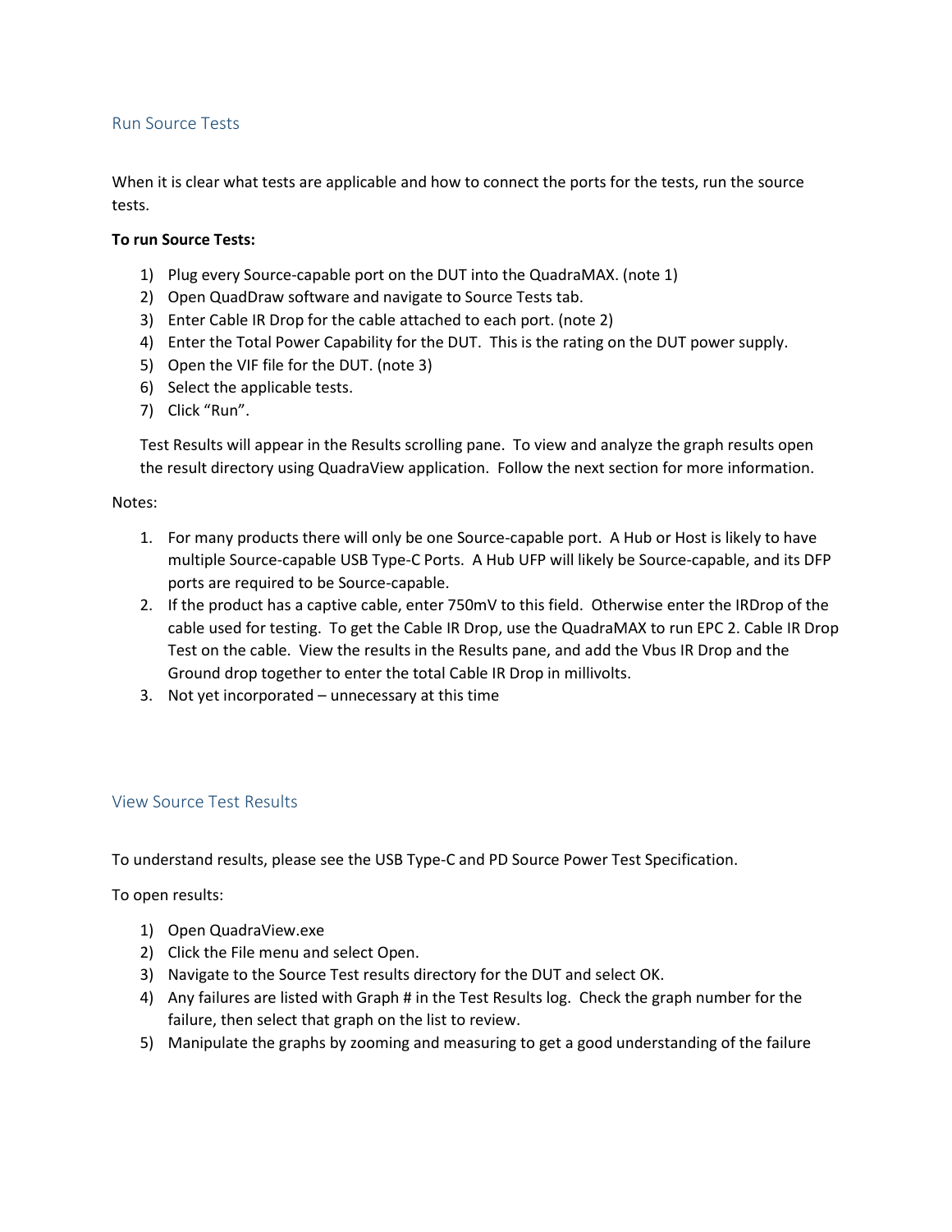## Run Source Tests

When it is clear what tests are applicable and how to connect the ports for the tests, run the source tests.

**To run Source Tests:**

1) Plug every Source-capable port on the DUT into the QuadraMAX. (note 1)
2) Open QuadDraw software and navigate to Source Tests tab.
3) Enter Cable IR Drop for the cable attached to each port. (note 2)
4) Enter the Total Power Capability for the DUT. This is the rating on the DUT power supply.
5) Open the VIF file for the DUT. (note 3)
6) Select the applicable tests.
7) Click "Run".

Test Results will appear in the Results scrolling pane. To view and analyze the graph results open the result directory using QuadraView application. Follow the next section for more information.

Notes:

1. For many products there will only be one Source-capable port. A Hub or Host is likely to have multiple Source-capable USB Type-C Ports. A Hub UFP will likely be Source-capable, and its DFP ports are required to be Source-capable.
2. If the product has a captive cable, enter 750mV to this field. Otherwise enter the IRDrop of the cable used for testing. To get the Cable IR Drop, use the QuadraMAX to run EPC 2. Cable IR Drop Test on the cable. View the results in the Results pane, and add the Vbus IR Drop and the Ground drop together to enter the total Cable IR Drop in millivolts.
3. Not yet incorporated – unnecessary at this time

## View Source Test Results

To understand results, please see the USB Type-C and PD Source Power Test Specification.

To open results:

1) Open QuadraView.exe
2) Click the File menu and select Open.
3) Navigate to the Source Test results directory for the DUT and select OK.
4) Any failures are listed with Graph # in the Test Results log. Check the graph number for the failure, then select that graph on the list to review.
5) Manipulate the graphs by zooming and measuring to get a good understanding of the failure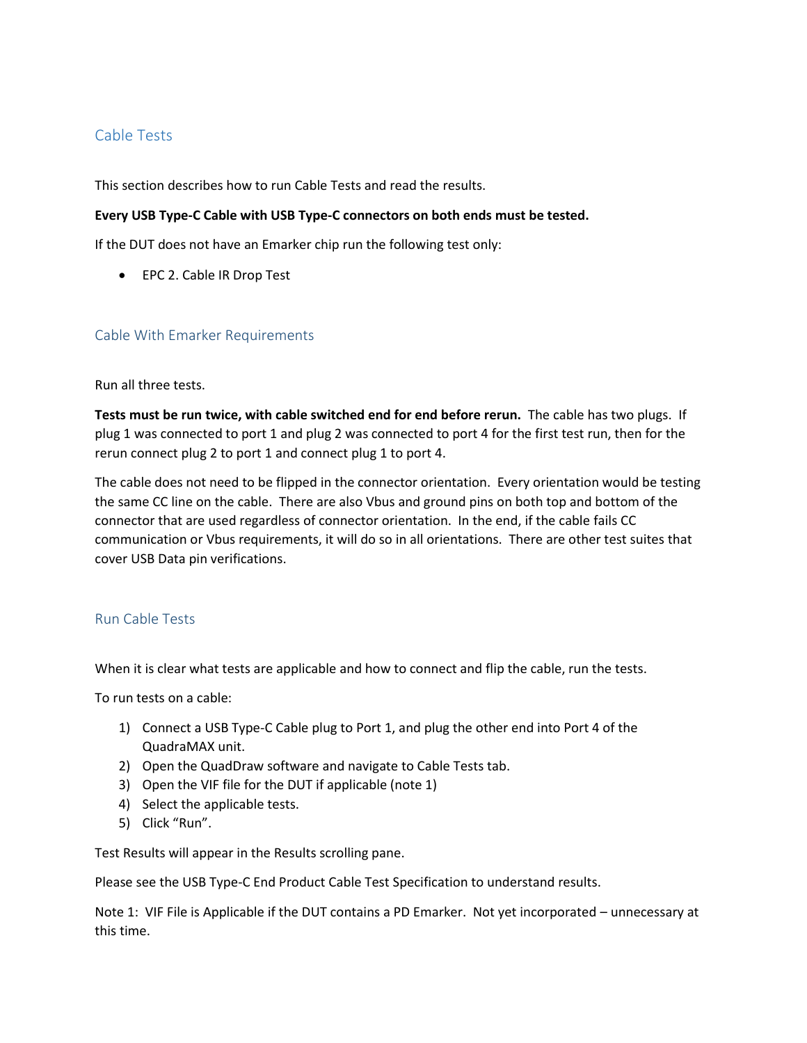## Cable Tests

This section describes how to run Cable Tests and read the results.

**Every USB Type-C Cable with USB Type-C connectors on both ends must be tested.**

If the DUT does not have an Emarker chip run the following test only:

- EPC 2. Cable IR Drop Test

### Cable With Emarker Requirements

Run all three tests.

**Tests must be run twice, with cable switched end for end before rerun.** The cable has two plugs. If plug 1 was connected to port 1 and plug 2 was connected to port 4 for the first test run, then for the rerun connect plug 2 to port 1 and connect plug 1 to port 4.

The cable does not need to be flipped in the connector orientation. Every orientation would be testing the same CC line on the cable. There are also Vbus and ground pins on both top and bottom of the connector that are used regardless of connector orientation. In the end, if the cable fails CC communication or Vbus requirements, it will do so in all orientations. There are other test suites that cover USB Data pin verifications.

### Run Cable Tests

When it is clear what tests are applicable and how to connect and flip the cable, run the tests.

To run tests on a cable:

1) Connect a USB Type-C Cable plug to Port 1, and plug the other end into Port 4 of the QuadraMAX unit.
2) Open the QuadDraw software and navigate to Cable Tests tab.
3) Open the VIF file for the DUT if applicable (note 1)
4) Select the applicable tests.
5) Click "Run".

Test Results will appear in the Results scrolling pane.

Please see the USB Type-C End Product Cable Test Specification to understand results.

Note 1: VIF File is Applicable if the DUT contains a PD Emarker. Not yet incorporated – unnecessary at this time.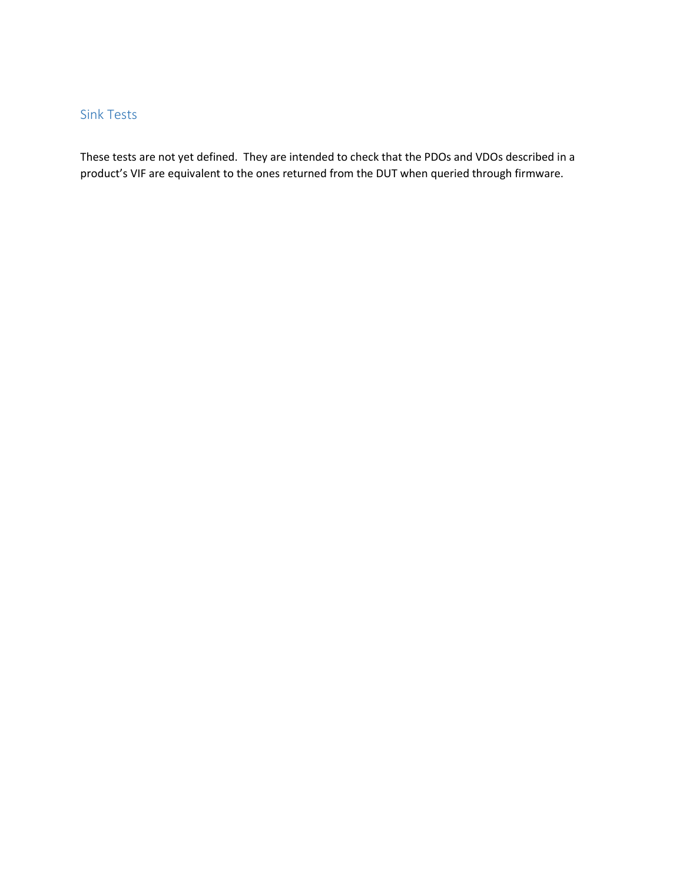## Sink Tests

These tests are not yet defined. They are intended to check that the PDOs and VDOs described in a product's VIF are equivalent to the ones returned from the DUT when queried through firmware.